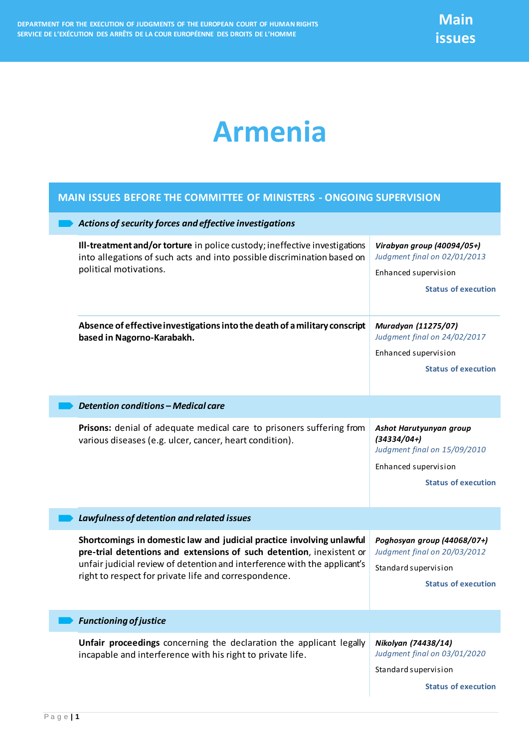DEPARTMENT FOR THE EXECUTION OF JUDGMENTS OF THE EUROPEAN COURT OF HUMAN RIGHTS
SERVICE DE L'EXÉCUTION DES ARRÊTS DE LA COUR EUROPÉENNE DES DROITS DE L'HOMME

**Main issues**

# Armenia

## MAIN ISSUES BEFORE THE COMMITTEE OF MINISTERS - ONGOING SUPERVISION

### *Actions of security forces and effective investigations*

| | |
|---|---|
| **Ill-treatment and/or torture** in police custody; ineffective investigations into allegations of such acts and into possible discrimination based on political motivations. | ***Virabyan group (40094/05+)*** <br> *Judgment final on 02/01/2013* <br> Enhanced supervision <br> **Status of execution** |
| **Absence of effective investigations into the death of a military conscript based in Nagorno-Karabakh.** | ***Muradyan (11275/07)*** <br> *Judgment final on 24/02/2017* <br> Enhanced supervision <br> **Status of execution** |

### *Detention conditions – Medical care*

| | |
|---|---|
| **Prisons:** denial of adequate medical care to prisoners suffering from various diseases (e.g. ulcer, cancer, heart condition). | ***Ashot Harutyunyan group (34334/04+)*** <br> *Judgment final on 15/09/2010* <br> Enhanced supervision <br> **Status of execution** |

### *Lawfulness of detention and related issues*

| | |
|---|---|
| **Shortcomings in domestic law and judicial practice involving unlawful pre-trial detentions and extensions of such detention**, inexistent or unfair judicial review of detention and interference with the applicant's right to respect for private life and correspondence. | ***Poghosyan group (44068/07+)*** <br> *Judgment final on 20/03/2012* <br> Standard supervision <br> **Status of execution** |

### *Functioning of justice*

| | |
|---|---|
| **Unfair proceedings** concerning the declaration the applicant legally incapable and interference with his right to private life. | ***Nikolyan (74438/14)*** <br> *Judgment final on 03/01/2020* <br> Standard supervision <br> **Status of execution** |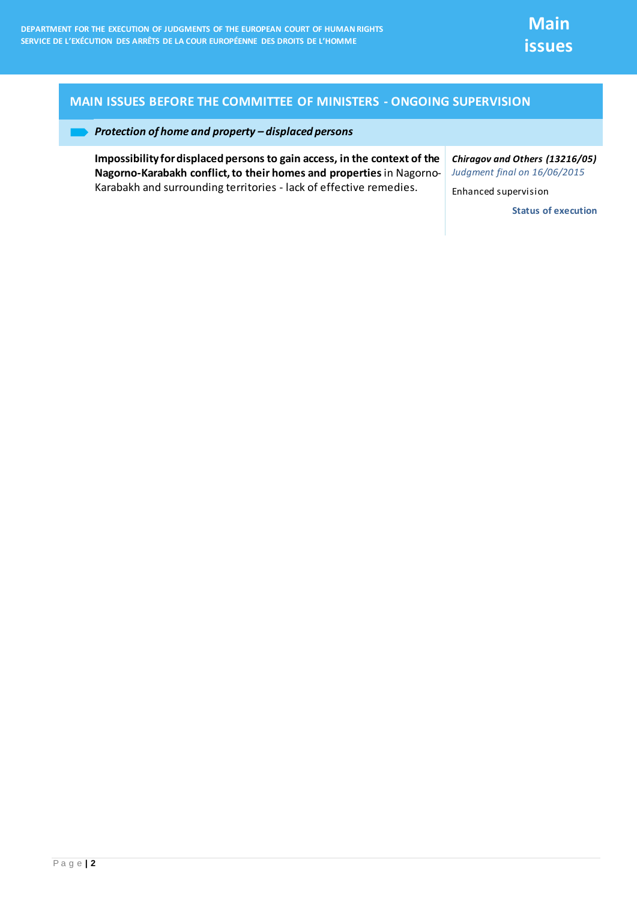## MAIN ISSUES BEFORE THE COMMITTEE OF MINISTERS - ONGOING SUPERVISION

### *Protection of home and property – displaced persons*

**Impossibility for displaced persons to gain access, in the context of the Nagorno-Karabakh conflict, to their homes and properties** in Nagorno-Karabakh and surrounding territories - lack of effective remedies.

***Chiragov and Others (13216/05)***
*Judgment final on 16/06/2015*

Enhanced supervision

**Status of execution**